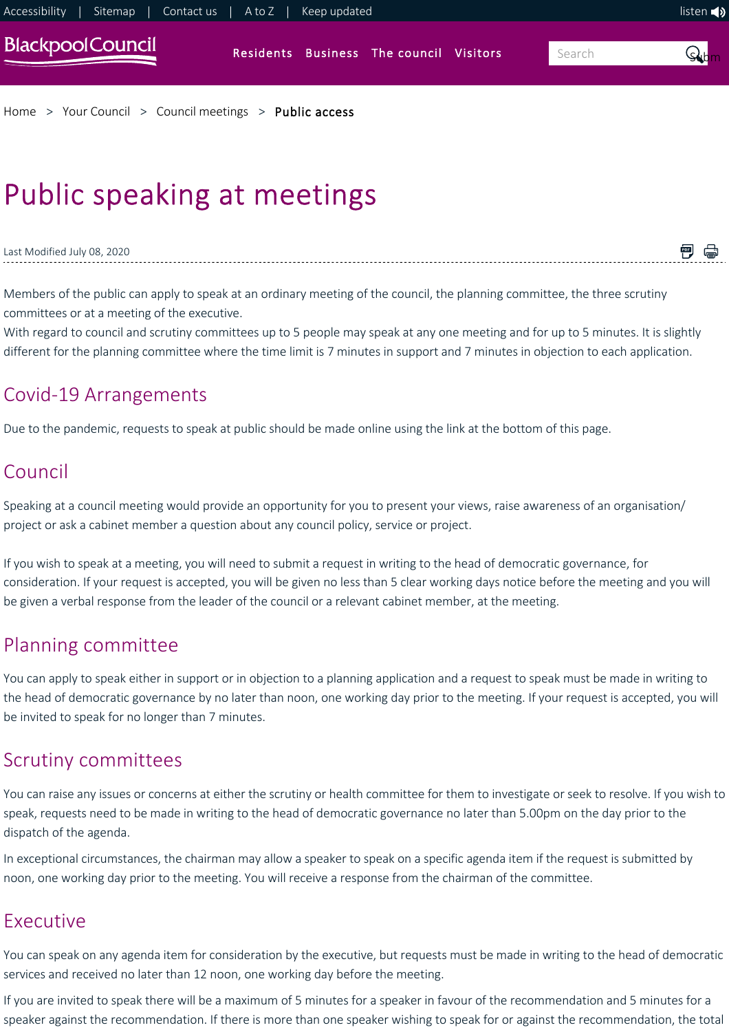Home > Your Council > Council meetings > Public access

# Public speaking at meetings

Last Modified July 08, 2020

Members of the public can apply to speak at an ordinary meeting of the council, the planning committee, the three scrutiny committees or at a meeting of the executive.

With regard to council and scrutiny committees up to 5 people may speak at any one meeting and for up to 5 minutes. It is slightly different for the planning committee where the time limit is 7 minutes in support and 7 minutes in objection to each application.

## Covid-19 Arrangements

Due to the pandemic, requests to speak at public should be made online using the link at the bottom of this page.

## Council

Speaking at a council meeting would provide an opportunity for you to present your views, raise awareness of an organisation/ project or ask a cabinet member a question about any council policy, service or project.

If you wish to speak at a meeting, you will need to submit a request in writing to the head of democratic governance, for consideration. If your request is accepted, you will be given no less than 5 clear working days notice before the meeting and you will be given a verbal response from the leader of the council or a relevant cabinet member, at the meeting.

## Planning committee

You can apply to speak either in support or in objection to a planning application and a request to speak must be made in writing to the head of democratic governance by no later than noon, one working day prior to the meeting. If your request is accepted, you will be invited to speak for no longer than 7 minutes.

## Scrutiny committees

You can raise any issues or concerns at either the scrutiny or health committee for them to investigate or seek to resolve. If you wish to speak, requests need to be made in writing to the head of democratic governance no later than 5.00pm on the day prior to the dispatch of the agenda.

In exceptional circumstances, the chairman may allow a speaker to speak on a specific agenda item if the request is submitted by noon, one working day prior to the meeting. You will receive a response from the chairman of the committee.

## Executive

You can speak on any agenda item for consideration by the executive, but requests must be made in writing to the head of democratic services and received no later than 12 noon, one working day before the meeting.

If you are invited to speak there will be a maximum of 5 minutes for a speaker in favour of the recommendation and 5 minutes for a speaker against the recommendation. If there is more than one speaker wishing to speak for or against the recommendation, the total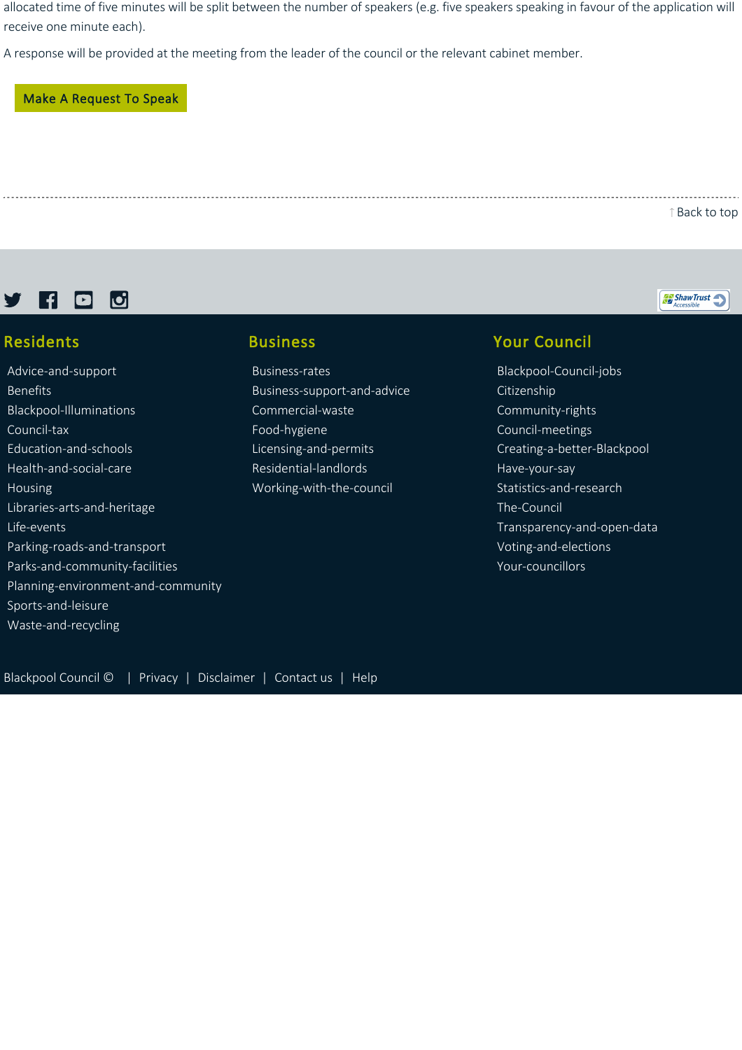allocated time of five minutes will be split between the number of speakers (e.g. five speakers speaking in favour of the application will receive one minute each).

A response will be provided at the meeting from the leader of the council or the relevant cabinet member.

Make A Request To Speak

↑ Back to top

## Residents

- Advice-and-support
- Benefits
- Blackpool-Illuminations
- Council-tax
- Education-and-schools
- Health-and-social-care
- Housing
- Libraries-arts-and-heritage
- Life-events
- Parking-roads-and-transport
- Parks-and-community-facilities
- Planning-environment-and-community
- Sports-and-leisure
- Waste-and-recycling

## Business

- Business-rates
- Business-support-and-advice
- Commercial-waste
- Food-hygiene
- Licensing-and-permits
- Residential-landlords
- Working-with-the-council

## Your Council

- Blackpool-Council-jobs
- Citizenship
- Community-rights
- Council-meetings
- Creating-a-better-Blackpool
- Have-your-say
- Statistics-and-research
- The-Council
- Transparency-and-open-data
- Voting-and-elections
- Your-councillors

Blackpool Council © | Privacy | Disclaimer | Contact us | Help